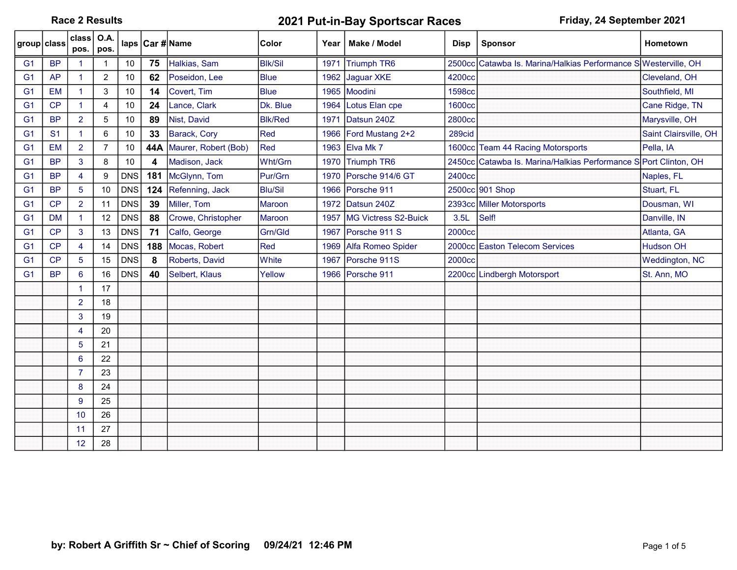Race 2 Results

# 2021 Put-in-Bay Sportscar Races

Friday, 24 September 2021

| group | class | class pos. | O.A. pos. | laps | Car # | Name | Color | Year | Make / Model | Disp | Sponsor | Hometown |
|---|---|---|---|---|---|---|---|---|---|---|---|---|
| G1 | BP | 1 | 1 | 10 | **75** | Halkias, Sam | Blk/Sil | 1971 | Triumph TR6 | 2500cc | Catawba Is. Marina/Halkias Performance S | Westerville, OH |
| G1 | AP | 1 | 2 | 10 | **62** | Poseidon, Lee | Blue | 1962 | Jaguar XKE | 4200cc | | Cleveland, OH |
| G1 | EM | 1 | 3 | 10 | **14** | Covert, Tim | Blue | 1965 | Moodini | 1598cc | | Southfield, MI |
| G1 | CP | 1 | 4 | 10 | **24** | Lance, Clark | Dk. Blue | 1964 | Lotus Elan cpe | 1600cc | | Cane Ridge, TN |
| G1 | BP | 2 | 5 | 10 | **89** | Nist, David | Blk/Red | 1971 | Datsun 240Z | 2800cc | | Marysville, OH |
| G1 | S1 | 1 | 6 | 10 | **33** | Barack, Cory | Red | 1966 | Ford Mustang 2+2 | 289cid | | Saint Clairsville, OH |
| G1 | EM | 2 | 7 | 10 | **44A** | Maurer, Robert (Bob) | Red | 1963 | Elva Mk 7 | 1600cc | Team 44 Racing Motorsports | Pella, IA |
| G1 | BP | 3 | 8 | 10 | **4** | Madison, Jack | Wht/Grn | 1970 | Triumph TR6 | 2450cc | Catawba Is. Marina/Halkias Performance S | Port Clinton, OH |
| G1 | BP | 4 | 9 | DNS | **181** | McGlynn, Tom | Pur/Grn | 1970 | Porsche 914/6 GT | 2400cc | | Naples, FL |
| G1 | BP | 5 | 10 | DNS | **124** | Refenning, Jack | Blu/Sil | 1966 | Porsche 911 | 2500cc | 901 Shop | Stuart, FL |
| G1 | CP | 2 | 11 | DNS | **39** | Miller, Tom | Maroon | 1972 | Datsun 240Z | 2393cc | Miller Motorsports | Dousman, WI |
| G1 | DM | 1 | 12 | DNS | **88** | Crowe, Christopher | Maroon | 1957 | MG Victress S2-Buick | 3.5L | Self! | Danville, IN |
| G1 | CP | 3 | 13 | DNS | **71** | Calfo, George | Grn/Gld | 1967 | Porsche 911 S | 2000cc | | Atlanta, GA |
| G1 | CP | 4 | 14 | DNS | **188** | Mocas, Robert | Red | 1969 | Alfa Romeo Spider | 2000cc | Easton Telecom Services | Hudson OH |
| G1 | CP | 5 | 15 | DNS | **8** | Roberts, David | White | 1967 | Porsche 911S | 2000cc | | Weddington, NC |
| G1 | BP | 6 | 16 | DNS | **40** | Selbert, Klaus | Yellow | 1966 | Porsche 911 | 2200cc | Lindbergh Motorsport | St. Ann, MO |
| | | 1 | 17 | | | | | | | | | |
| | | 2 | 18 | | | | | | | | | |
| | | 3 | 19 | | | | | | | | | |
| | | 4 | 20 | | | | | | | | | |
| | | 5 | 21 | | | | | | | | | |
| | | 6 | 22 | | | | | | | | | |
| | | 7 | 23 | | | | | | | | | |
| | | 8 | 24 | | | | | | | | | |
| | | 9 | 25 | | | | | | | | | |
| | | 10 | 26 | | | | | | | | | |
| | | 11 | 27 | | | | | | | | | |
| | | 12 | 28 | | | | | | | | | |

**by: Robert A Griffith Sr ~ Chief of Scoring 09/24/21 12:46 PM**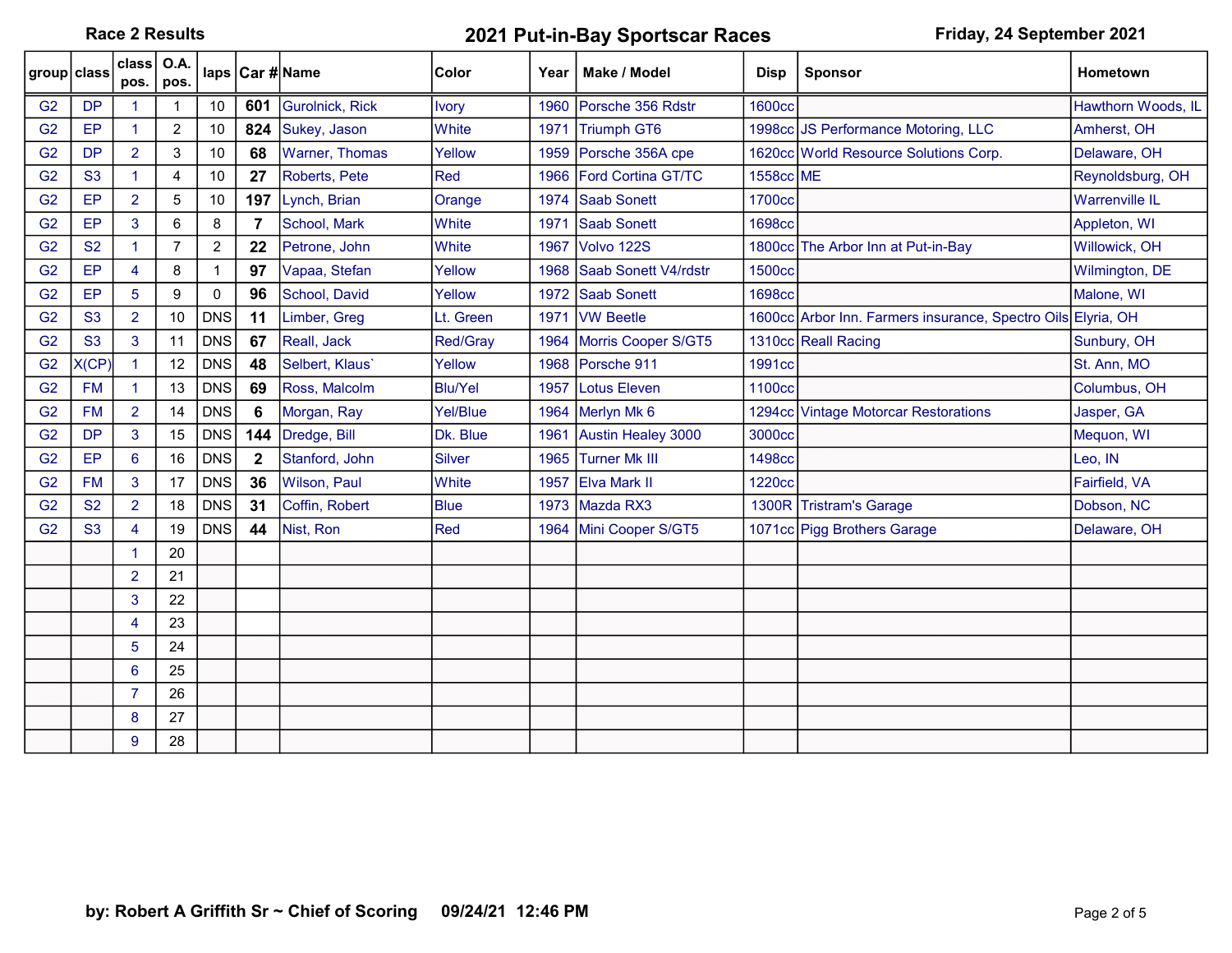**Race 2 Results**

# 2021 Put-in-Bay Sportscar Races

**Friday, 24 September 2021**

| group | class | class pos. | O.A. pos. | laps | Car # | Name | Color | Year | Make / Model | Disp | Sponsor | Hometown |
|---|---|---|---|---|---|---|---|---|---|---|---|---|
| G2 | DP | 1 | 1 | 10 | **601** | Gurolnick, Rick | Ivory | 1960 | Porsche 356 Rdstr | 1600cc | | Hawthorn Woods, IL |
| G2 | EP | 1 | 2 | 10 | **824** | Sukey, Jason | White | 1971 | Triumph GT6 | 1998cc | JS Performance Motoring, LLC | Amherst, OH |
| G2 | DP | 2 | 3 | 10 | **68** | Warner, Thomas | Yellow | 1959 | Porsche 356A cpe | 1620cc | World Resource Solutions Corp. | Delaware, OH |
| G2 | S3 | 1 | 4 | 10 | **27** | Roberts, Pete | Red | 1966 | Ford Cortina GT/TC | 1558cc | ME | Reynoldsburg, OH |
| G2 | EP | 2 | 5 | 10 | **197** | Lynch, Brian | Orange | 1974 | Saab Sonett | 1700cc | | Warrenville IL |
| G2 | EP | 3 | 6 | 8 | **7** | School, Mark | White | 1971 | Saab Sonett | 1698cc | | Appleton, WI |
| G2 | S2 | 1 | 7 | 2 | **22** | Petrone, John | White | 1967 | Volvo 122S | 1800cc | The Arbor Inn at Put-in-Bay | Willowick, OH |
| G2 | EP | 4 | 8 | 1 | **97** | Vapaa, Stefan | Yellow | 1968 | Saab Sonett V4/rdstr | 1500cc | | Wilmington, DE |
| G2 | EP | 5 | 9 | 0 | **96** | School, David | Yellow | 1972 | Saab Sonett | 1698cc | | Malone, WI |
| G2 | S3 | 2 | 10 | DNS | **11** | Limber, Greg | Lt. Green | 1971 | VW Beetle | 1600cc | Arbor Inn. Farmers insurance, Spectro Oils | Elyria, OH |
| G2 | S3 | 3 | 11 | DNS | **67** | Reall, Jack | Red/Gray | 1964 | Morris Cooper S/GT5 | 1310cc | Reall Racing | Sunbury, OH |
| G2 | X(CP) | 1 | 12 | DNS | **48** | Selbert, Klaus` | Yellow | 1968 | Porsche 911 | 1991cc | | St. Ann, MO |
| G2 | FM | 1 | 13 | DNS | **69** | Ross, Malcolm | Blu/Yel | 1957 | Lotus Eleven | 1100cc | | Columbus, OH |
| G2 | FM | 2 | 14 | DNS | **6** | Morgan, Ray | Yel/Blue | 1964 | Merlyn Mk 6 | 1294cc | Vintage Motorcar Restorations | Jasper, GA |
| G2 | DP | 3 | 15 | DNS | **144** | Dredge, Bill | Dk. Blue | 1961 | Austin Healey 3000 | 3000cc | | Mequon, WI |
| G2 | EP | 6 | 16 | DNS | **2** | Stanford, John | Silver | 1965 | Turner Mk III | 1498cc | | Leo, IN |
| G2 | FM | 3 | 17 | DNS | **36** | Wilson, Paul | White | 1957 | Elva Mark II | 1220cc | | Fairfield, VA |
| G2 | S2 | 2 | 18 | DNS | **31** | Coffin, Robert | Blue | 1973 | Mazda RX3 | 1300R | Tristram's Garage | Dobson, NC |
| G2 | S3 | 4 | 19 | DNS | **44** | Nist, Ron | Red | 1964 | Mini Cooper S/GT5 | 1071cc | Pigg Brothers Garage | Delaware, OH |
| | | 1 | 20 | | | | | | | | | |
| | | 2 | 21 | | | | | | | | | |
| | | 3 | 22 | | | | | | | | | |
| | | 4 | 23 | | | | | | | | | |
| | | 5 | 24 | | | | | | | | | |
| | | 6 | 25 | | | | | | | | | |
| | | 7 | 26 | | | | | | | | | |
| | | 8 | 27 | | | | | | | | | |
| | | 9 | 28 | | | | | | | | | |

**by: Robert A Griffith Sr ~ Chief of Scoring 09/24/21 12:46 PM**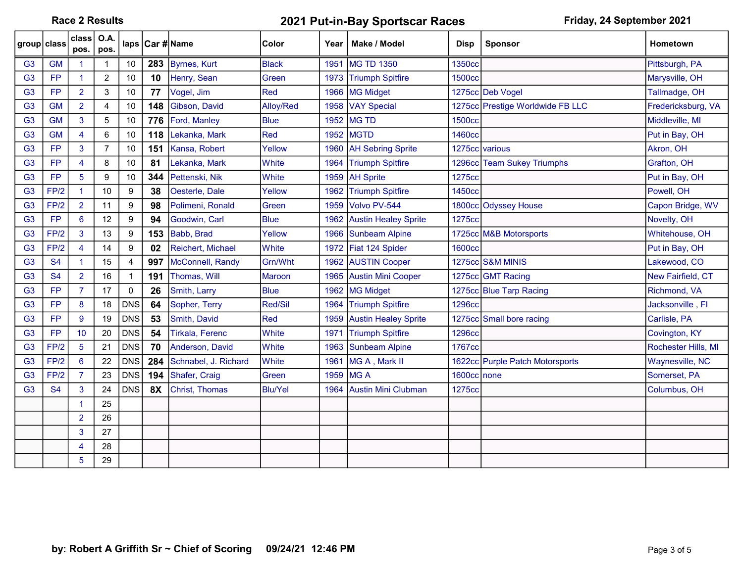**Race 2 Results** | **2021 Put-in-Bay Sportscar Races** | **Friday, 24 September 2021**

| group | class | class pos. | O.A. pos. | laps | Car # | Name | Color | Year | Make / Model | Disp | Sponsor | Hometown |
|---|---|---|---|---|---|---|---|---|---|---|---|---|
| G3 | GM | 1 | 1 | 10 | **283** | Byrnes, Kurt | Black | 1951 | MG TD 1350 | 1350cc | | Pittsburgh, PA |
| G3 | FP | 1 | 2 | 10 | **10** | Henry, Sean | Green | 1973 | Triumph Spitfire | 1500cc | | Marysville, OH |
| G3 | FP | 2 | 3 | 10 | **77** | Vogel, Jim | Red | 1966 | MG Midget | 1275cc | Deb Vogel | Tallmadge, OH |
| G3 | GM | 2 | 4 | 10 | **148** | Gibson, David | Alloy/Red | 1958 | VAY Special | 1275cc | Prestige Worldwide FB LLC | Fredericksburg, VA |
| G3 | GM | 3 | 5 | 10 | **776** | Ford, Manley | Blue | 1952 | MG TD | 1500cc | | Middleville, MI |
| G3 | GM | 4 | 6 | 10 | **118** | Lekanka, Mark | Red | 1952 | MGTD | 1460cc | | Put in Bay, OH |
| G3 | FP | 3 | 7 | 10 | **151** | Kansa, Robert | Yellow | 1960 | AH Sebring Sprite | 1275cc | various | Akron, OH |
| G3 | FP | 4 | 8 | 10 | **81** | Lekanka, Mark | White | 1964 | Triumph Spitfire | 1296cc | Team Sukey Triumphs | Grafton, OH |
| G3 | FP | 5 | 9 | 10 | **344** | Pettenski, Nik | White | 1959 | AH Sprite | 1275cc | | Put in Bay, OH |
| G3 | FP/2 | 1 | 10 | 9 | **38** | Oesterle, Dale | Yellow | 1962 | Triumph Spitfire | 1450cc | | Powell, OH |
| G3 | FP/2 | 2 | 11 | 9 | **98** | Polimeni, Ronald | Green | 1959 | Volvo PV-544 | 1800cc | Odyssey House | Capon Bridge, WV |
| G3 | FP | 6 | 12 | 9 | **94** | Goodwin, Carl | Blue | 1962 | Austin Healey Sprite | 1275cc | | Novelty, OH |
| G3 | FP/2 | 3 | 13 | 9 | **153** | Babb, Brad | Yellow | 1966 | Sunbeam Alpine | 1725cc | M&B Motorsports | Whitehouse, OH |
| G3 | FP/2 | 4 | 14 | 9 | **02** | Reichert, Michael | White | 1972 | Fiat 124 Spider | 1600cc | | Put in Bay, OH |
| G3 | S4 | 1 | 15 | 4 | **997** | McConnell, Randy | Grn/Wht | 1962 | AUSTIN Cooper | 1275cc | S&M MINIS | Lakewood, CO |
| G3 | S4 | 2 | 16 | 1 | **191** | Thomas, Will | Maroon | 1965 | Austin Mini Cooper | 1275cc | GMT Racing | New Fairfield, CT |
| G3 | FP | 7 | 17 | 0 | **26** | Smith, Larry | Blue | 1962 | MG Midget | 1275cc | Blue Tarp Racing | Richmond, VA |
| G3 | FP | 8 | 18 | DNS | **64** | Sopher, Terry | Red/Sil | 1964 | Triumph Spitfire | 1296cc | | Jacksonville , Fl |
| G3 | FP | 9 | 19 | DNS | **53** | Smith, David | Red | 1959 | Austin Healey Sprite | 1275cc | Small bore racing | Carlisle, PA |
| G3 | FP | 10 | 20 | DNS | **54** | Tirkala, Ferenc | White | 1971 | Triumph Spitfire | 1296cc | | Covington, KY |
| G3 | FP/2 | 5 | 21 | DNS | **70** | Anderson, David | White | 1963 | Sunbeam Alpine | 1767cc | | Rochester Hills, MI |
| G3 | FP/2 | 6 | 22 | DNS | **284** | Schnabel, J. Richard | White | 1961 | MG A , Mark II | 1622cc | Purple Patch Motorsports | Waynesville, NC |
| G3 | FP/2 | 7 | 23 | DNS | **194** | Shafer, Craig | Green | 1959 | MG A | 1600cc | none | Somerset, PA |
| G3 | S4 | 3 | 24 | DNS | **8X** | Christ, Thomas | Blu/Yel | 1964 | Austin Mini Clubman | 1275cc | | Columbus, OH |
| | | 1 | 25 | | | | | | | | | |
| | | 2 | 26 | | | | | | | | | |
| | | 3 | 27 | | | | | | | | | |
| | | 4 | 28 | | | | | | | | | |
| | | 5 | 29 | | | | | | | | | |

**by: Robert A Griffith Sr ~ Chief of Scoring 09/24/21 12:46 PM**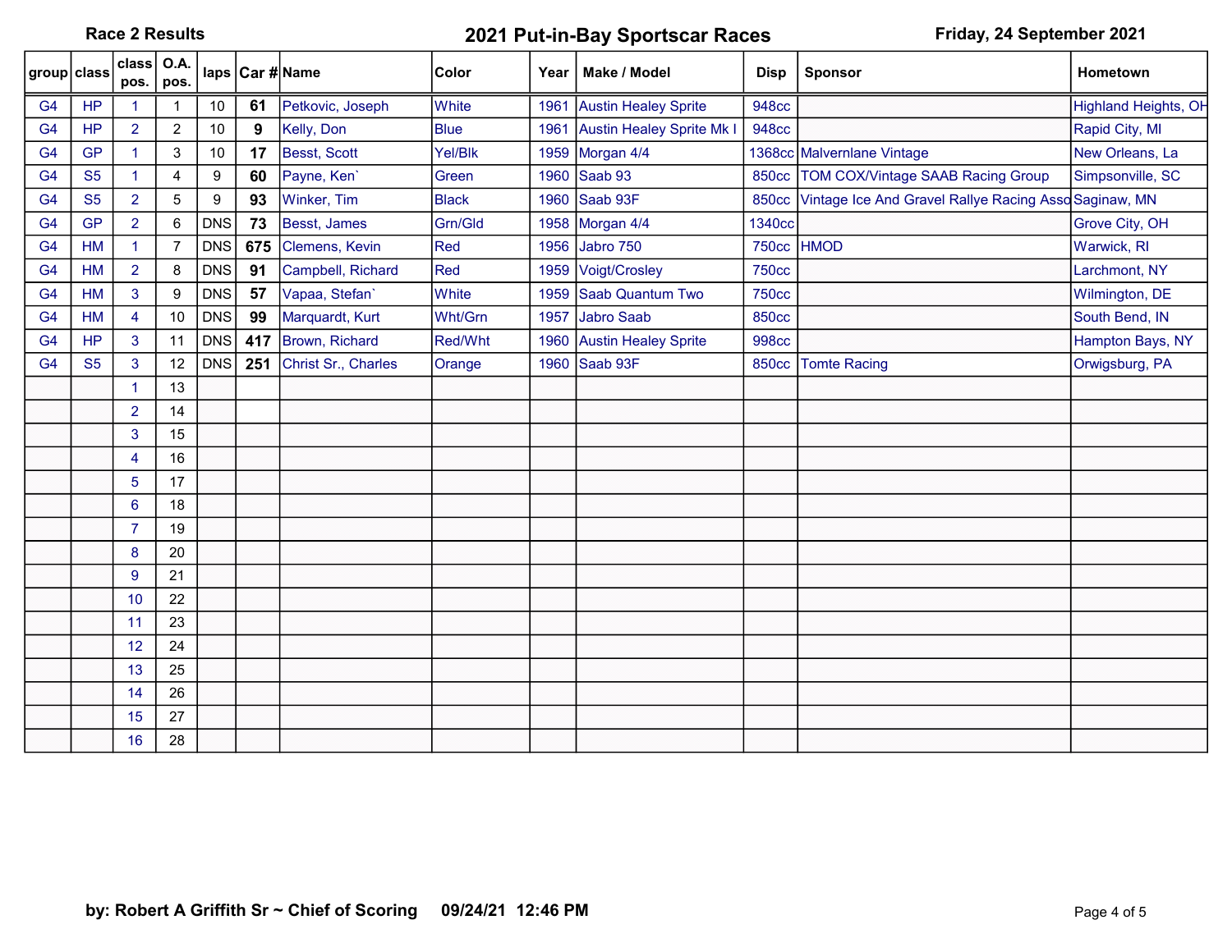**Race 2 Results** | **2021 Put-in-Bay Sportscar Races** | **Friday, 24 September 2021**

| group | class | class pos. | O.A. pos. | laps | Car # | Name | Color | Year | Make / Model | Disp | Sponsor | Hometown |
|---|---|---|---|---|---|---|---|---|---|---|---|---|
| G4 | HP | 1 | 1 | 10 | **61** | Petkovic, Joseph | White | 1961 | Austin Healey Sprite | 948cc | | Highland Heights, OH |
| G4 | HP | 2 | 2 | 10 | **9** | Kelly, Don | Blue | 1961 | Austin Healey Sprite Mk I | 948cc | | Rapid City, MI |
| G4 | GP | 1 | 3 | 10 | **17** | Besst, Scott | Yel/Blk | 1959 | Morgan 4/4 | 1368cc | Malvernlane Vintage | New Orleans, La |
| G4 | S5 | 1 | 4 | 9 | **60** | Payne, Ken` | Green | 1960 | Saab 93 | 850cc | TOM COX/Vintage SAAB Racing Group | Simpsonville, SC |
| G4 | S5 | 2 | 5 | 9 | **93** | Winker, Tim | Black | 1960 | Saab 93F | 850cc | Vintage Ice And Gravel Rallye Racing Asso | Saginaw, MN |
| G4 | GP | 2 | 6 | DNS | **73** | Besst, James | Grn/Gld | 1958 | Morgan 4/4 | 1340cc | | Grove City, OH |
| G4 | HM | 1 | 7 | DNS | **675** | Clemens, Kevin | Red | 1956 | Jabro 750 | 750cc | HMOD | Warwick, RI |
| G4 | HM | 2 | 8 | DNS | **91** | Campbell, Richard | Red | 1959 | Voigt/Crosley | 750cc | | Larchmont, NY |
| G4 | HM | 3 | 9 | DNS | **57** | Vapaa, Stefan` | White | 1959 | Saab Quantum Two | 750cc | | Wilmington, DE |
| G4 | HM | 4 | 10 | DNS | **99** | Marquardt, Kurt | Wht/Grn | 1957 | Jabro Saab | 850cc | | South Bend, IN |
| G4 | HP | 3 | 11 | DNS | **417** | Brown, Richard | Red/Wht | 1960 | Austin Healey Sprite | 998cc | | Hampton Bays, NY |
| G4 | S5 | 3 | 12 | DNS | **251** | Christ Sr., Charles | Orange | 1960 | Saab 93F | 850cc | Tomte Racing | Orwigsburg, PA |
| | | 1 | 13 | | | | | | | | | |
| | | 2 | 14 | | | | | | | | | |
| | | 3 | 15 | | | | | | | | | |
| | | 4 | 16 | | | | | | | | | |
| | | 5 | 17 | | | | | | | | | |
| | | 6 | 18 | | | | | | | | | |
| | | 7 | 19 | | | | | | | | | |
| | | 8 | 20 | | | | | | | | | |
| | | 9 | 21 | | | | | | | | | |
| | | 10 | 22 | | | | | | | | | |
| | | 11 | 23 | | | | | | | | | |
| | | 12 | 24 | | | | | | | | | |
| | | 13 | 25 | | | | | | | | | |
| | | 14 | 26 | | | | | | | | | |
| | | 15 | 27 | | | | | | | | | |
| | | 16 | 28 | | | | | | | | | |

**by: Robert A Griffith Sr ~ Chief of Scoring 09/24/21 12:46 PM**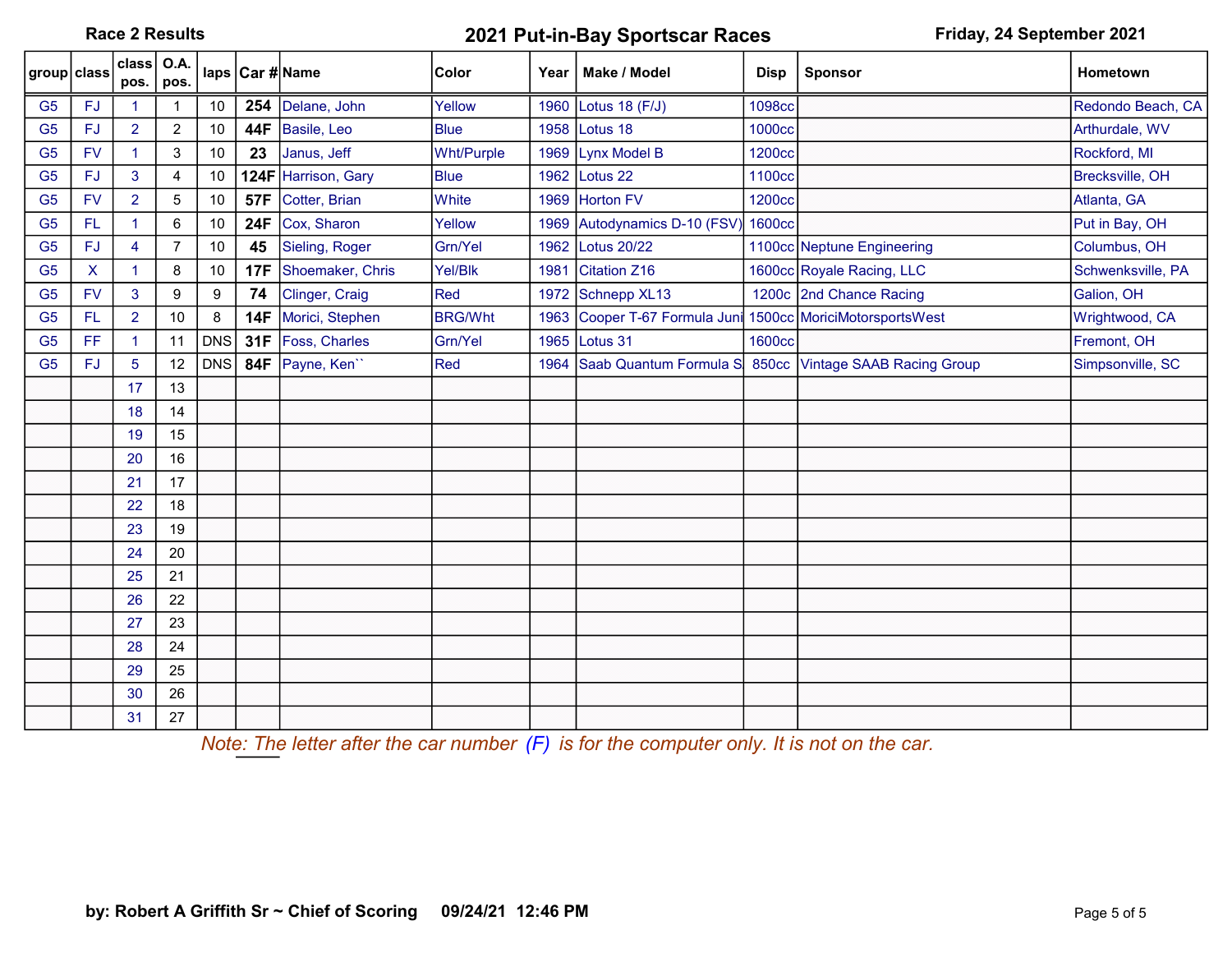Race 2 Results

# 2021 Put-in-Bay Sportscar Races

Friday, 24 September 2021

| group | class | class pos. | O.A. pos. | laps | Car # | Name | Color | Year | Make / Model | Disp | Sponsor | Hometown |
|---|---|---|---|---|---|---|---|---|---|---|---|---|
| G5 | FJ | 1 | 1 | 10 | **254** | Delane, John | Yellow | 1960 | Lotus 18 (F/J) | 1098cc | | Redondo Beach, CA |
| G5 | FJ | 2 | 2 | 10 | **44F** | Basile, Leo | Blue | 1958 | Lotus 18 | 1000cc | | Arthurdale, WV |
| G5 | FV | 1 | 3 | 10 | **23** | Janus, Jeff | Wht/Purple | 1969 | Lynx Model B | 1200cc | | Rockford, MI |
| G5 | FJ | 3 | 4 | 10 | **124F** | Harrison, Gary | Blue | 1962 | Lotus 22 | 1100cc | | Brecksville, OH |
| G5 | FV | 2 | 5 | 10 | **57F** | Cotter, Brian | White | 1969 | Horton FV | 1200cc | | Atlanta, GA |
| G5 | FL | 1 | 6 | 10 | **24F** | Cox, Sharon | Yellow | 1969 | Autodynamics D-10 (FSV) | 1600cc | | Put in Bay, OH |
| G5 | FJ | 4 | 7 | 10 | **45** | Sieling, Roger | Grn/Yel | 1962 | Lotus 20/22 | 1100cc | Neptune Engineering | Columbus, OH |
| G5 | X | 1 | 8 | 10 | **17F** | Shoemaker, Chris | Yel/Blk | 1981 | Citation Z16 | 1600cc | Royale Racing, LLC | Schwenksville, PA |
| G5 | FV | 3 | 9 | 9 | **74** | Clinger, Craig | Red | 1972 | Schnepp XL13 | 1200c | 2nd Chance Racing | Galion, OH |
| G5 | FL | 2 | 10 | 8 | **14F** | Morici, Stephen | BRG/Wht | 1963 | Cooper T-67 Formula Juni | 1500cc | MoriciMotorsportsWest | Wrightwood, CA |
| G5 | FF | 1 | 11 | DNS | **31F** | Foss, Charles | Grn/Yel | 1965 | Lotus 31 | 1600cc | | Fremont, OH |
| G5 | FJ | 5 | 12 | DNS | **84F** | Payne, Ken`` | Red | 1964 | Saab Quantum Formula S | 850cc | Vintage SAAB Racing Group | Simpsonville, SC |
| | | 17 | 13 | | | | | | | | | |
| | | 18 | 14 | | | | | | | | | |
| | | 19 | 15 | | | | | | | | | |
| | | 20 | 16 | | | | | | | | | |
| | | 21 | 17 | | | | | | | | | |
| | | 22 | 18 | | | | | | | | | |
| | | 23 | 19 | | | | | | | | | |
| | | 24 | 20 | | | | | | | | | |
| | | 25 | 21 | | | | | | | | | |
| | | 26 | 22 | | | | | | | | | |
| | | 27 | 23 | | | | | | | | | |
| | | 28 | 24 | | | | | | | | | |
| | | 29 | 25 | | | | | | | | | |
| | | 30 | 26 | | | | | | | | | |
| | | 31 | 27 | | | | | | | | | |

*Note: The letter after the car number (F) is for the computer only. It is not on the car.*

**by: Robert A Griffith Sr ~ Chief of Scoring 09/24/21 12:46 PM**